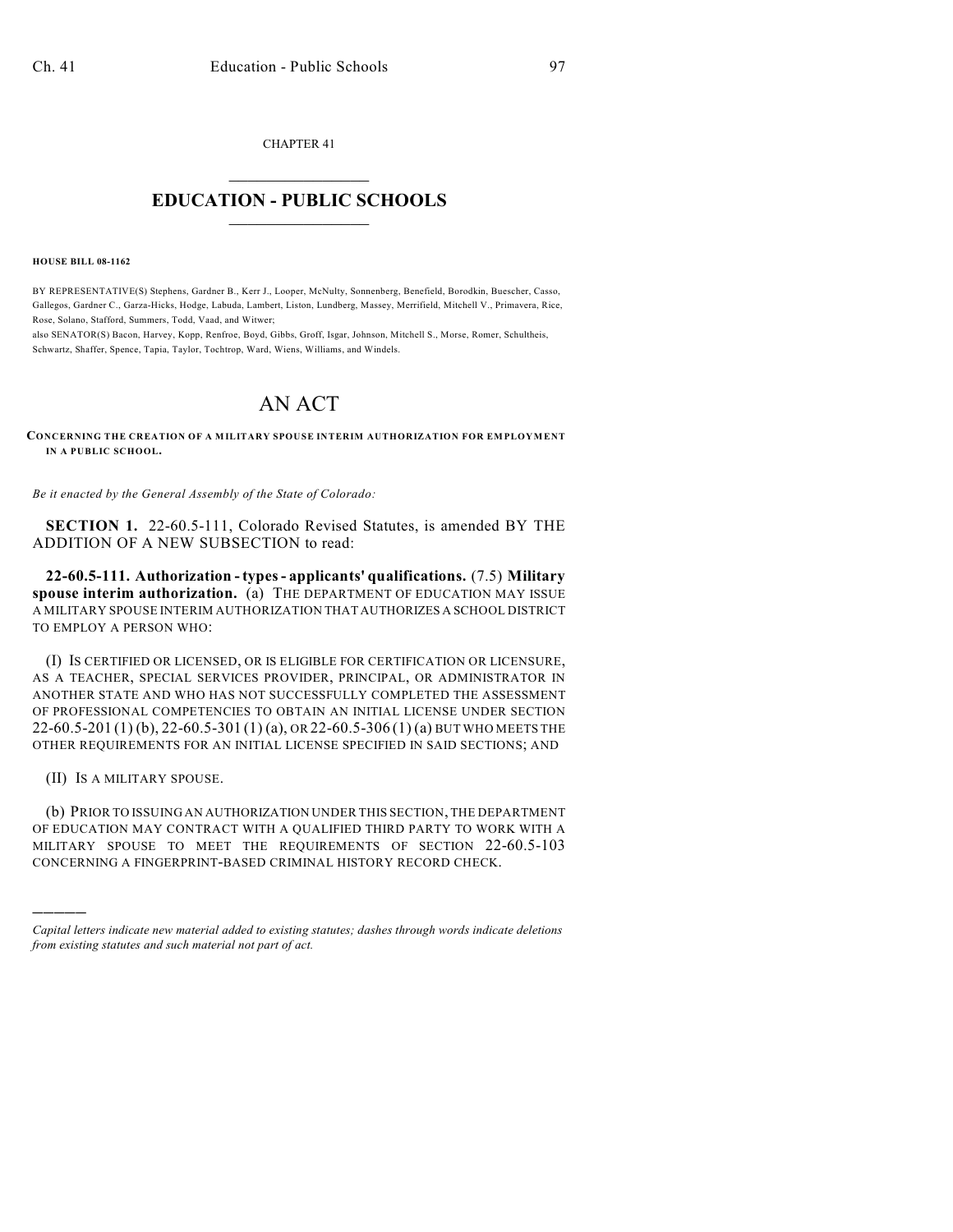CHAPTER 41

# EDUCATION - PUBLIC SCHOOLS

**HOUSE BILL 08-1162**

BY REPRESENTATIVE(S) Stephens, Gardner B., Kerr J., Looper, McNulty, Sonnenberg, Benefield, Borodkin, Buescher, Casso, Gallegos, Gardner C., Garza-Hicks, Hodge, Labuda, Lambert, Liston, Lundberg, Massey, Merrifield, Mitchell V., Primavera, Rice, Rose, Solano, Stafford, Summers, Todd, Vaad, and Witwer;
also SENATOR(S) Bacon, Harvey, Kopp, Renfroe, Boyd, Gibbs, Groff, Isgar, Johnson, Mitchell S., Morse, Romer, Schultheis, Schwartz, Shaffer, Spence, Tapia, Taylor, Tochtrop, Ward, Wiens, Williams, and Windels.

# AN ACT

**CONCERNING THE CREATION OF A MILITARY SPOUSE INTERIM AUTHORIZATION FOR EMPLOYMENT IN A PUBLIC SCHOOL.**

*Be it enacted by the General Assembly of the State of Colorado:*

**SECTION 1.** 22-60.5-111, Colorado Revised Statutes, is amended BY THE ADDITION OF A NEW SUBSECTION to read:

**22-60.5-111. Authorization - types - applicants' qualifications.** (7.5) **Military spouse interim authorization.** (a) THE DEPARTMENT OF EDUCATION MAY ISSUE A MILITARY SPOUSE INTERIM AUTHORIZATION THAT AUTHORIZES A SCHOOL DISTRICT TO EMPLOY A PERSON WHO:

(I) IS CERTIFIED OR LICENSED, OR IS ELIGIBLE FOR CERTIFICATION OR LICENSURE, AS A TEACHER, SPECIAL SERVICES PROVIDER, PRINCIPAL, OR ADMINISTRATOR IN ANOTHER STATE AND WHO HAS NOT SUCCESSFULLY COMPLETED THE ASSESSMENT OF PROFESSIONAL COMPETENCIES TO OBTAIN AN INITIAL LICENSE UNDER SECTION 22-60.5-201 (1) (b), 22-60.5-301 (1) (a), OR 22-60.5-306 (1) (a) BUT WHO MEETS THE OTHER REQUIREMENTS FOR AN INITIAL LICENSE SPECIFIED IN SAID SECTIONS; AND

(II) IS A MILITARY SPOUSE.

(b) PRIOR TO ISSUING AN AUTHORIZATION UNDER THIS SECTION, THE DEPARTMENT OF EDUCATION MAY CONTRACT WITH A QUALIFIED THIRD PARTY TO WORK WITH A MILITARY SPOUSE TO MEET THE REQUIREMENTS OF SECTION 22-60.5-103 CONCERNING A FINGERPRINT-BASED CRIMINAL HISTORY RECORD CHECK.

---

*Capital letters indicate new material added to existing statutes; dashes through words indicate deletions from existing statutes and such material not part of act.*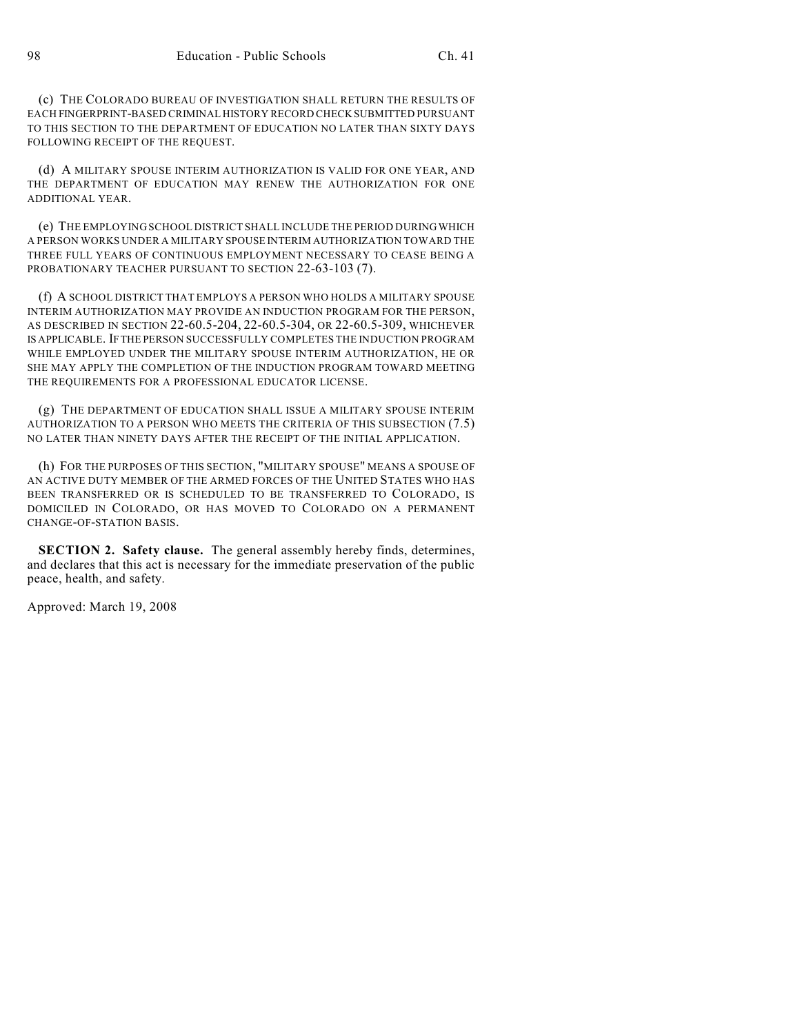(c) THE COLORADO BUREAU OF INVESTIGATION SHALL RETURN THE RESULTS OF EACH FINGERPRINT-BASED CRIMINAL HISTORY RECORD CHECK SUBMITTED PURSUANT TO THIS SECTION TO THE DEPARTMENT OF EDUCATION NO LATER THAN SIXTY DAYS FOLLOWING RECEIPT OF THE REQUEST.

(d) A MILITARY SPOUSE INTERIM AUTHORIZATION IS VALID FOR ONE YEAR, AND THE DEPARTMENT OF EDUCATION MAY RENEW THE AUTHORIZATION FOR ONE ADDITIONAL YEAR.

(e) THE EMPLOYING SCHOOL DISTRICT SHALL INCLUDE THE PERIOD DURING WHICH A PERSON WORKS UNDER A MILITARY SPOUSE INTERIM AUTHORIZATION TOWARD THE THREE FULL YEARS OF CONTINUOUS EMPLOYMENT NECESSARY TO CEASE BEING A PROBATIONARY TEACHER PURSUANT TO SECTION 22-63-103 (7).

(f) A SCHOOL DISTRICT THAT EMPLOYS A PERSON WHO HOLDS A MILITARY SPOUSE INTERIM AUTHORIZATION MAY PROVIDE AN INDUCTION PROGRAM FOR THE PERSON, AS DESCRIBED IN SECTION 22-60.5-204, 22-60.5-304, OR 22-60.5-309, WHICHEVER IS APPLICABLE. IF THE PERSON SUCCESSFULLY COMPLETES THE INDUCTION PROGRAM WHILE EMPLOYED UNDER THE MILITARY SPOUSE INTERIM AUTHORIZATION, HE OR SHE MAY APPLY THE COMPLETION OF THE INDUCTION PROGRAM TOWARD MEETING THE REQUIREMENTS FOR A PROFESSIONAL EDUCATOR LICENSE.

(g) THE DEPARTMENT OF EDUCATION SHALL ISSUE A MILITARY SPOUSE INTERIM AUTHORIZATION TO A PERSON WHO MEETS THE CRITERIA OF THIS SUBSECTION (7.5) NO LATER THAN NINETY DAYS AFTER THE RECEIPT OF THE INITIAL APPLICATION.

(h) FOR THE PURPOSES OF THIS SECTION, "MILITARY SPOUSE" MEANS A SPOUSE OF AN ACTIVE DUTY MEMBER OF THE ARMED FORCES OF THE UNITED STATES WHO HAS BEEN TRANSFERRED OR IS SCHEDULED TO BE TRANSFERRED TO COLORADO, IS DOMICILED IN COLORADO, OR HAS MOVED TO COLORADO ON A PERMANENT CHANGE-OF-STATION BASIS.

**SECTION 2. Safety clause.** The general assembly hereby finds, determines, and declares that this act is necessary for the immediate preservation of the public peace, health, and safety.

Approved: March 19, 2008